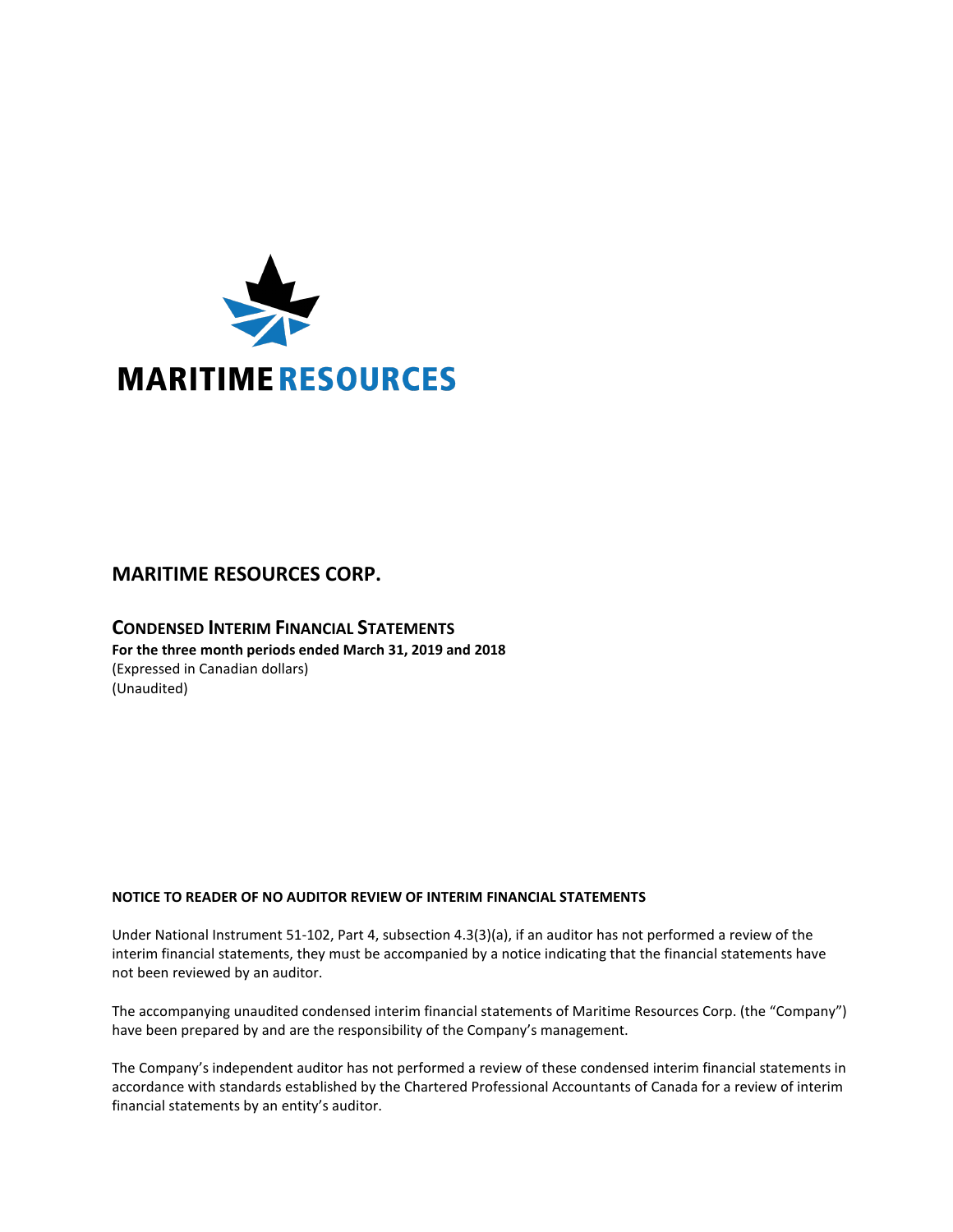MARITIME RESOURCES

# MARITIME RESOURCES CORP.

## CONDENSED INTERIM FINANCIAL STATEMENTS

**For the three month periods ended March 31, 2019 and 2018**

(Expressed in Canadian dollars)

(Unaudited)

**NOTICE TO READER OF NO AUDITOR REVIEW OF INTERIM FINANCIAL STATEMENTS**

Under National Instrument 51-102, Part 4, subsection 4.3(3)(a), if an auditor has not performed a review of the interim financial statements, they must be accompanied by a notice indicating that the financial statements have not been reviewed by an auditor.

The accompanying unaudited condensed interim financial statements of Maritime Resources Corp. (the "Company") have been prepared by and are the responsibility of the Company's management.

The Company's independent auditor has not performed a review of these condensed interim financial statements in accordance with standards established by the Chartered Professional Accountants of Canada for a review of interim financial statements by an entity's auditor.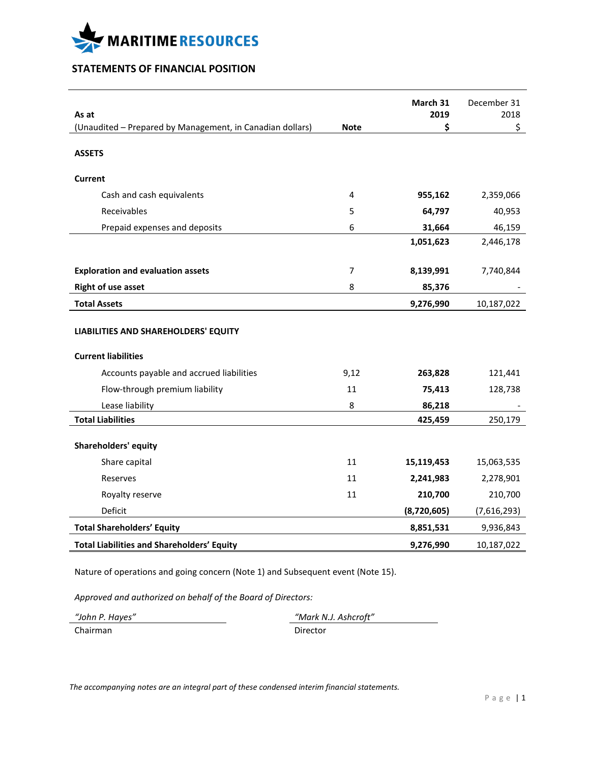MARITIME RESOURCES

## STATEMENTS OF FINANCIAL POSITION

| As at<br>(Unaudited – Prepared by Management, in Canadian dollars) | Note | March 31<br>2019<br>$ | December 31<br>2018<br>$ |
|---|---|---|---|
| **ASSETS** | | | |
| **Current** | | | |
| Cash and cash equivalents | 4 | **955,162** | 2,359,066 |
| Receivables | 5 | **64,797** | 40,953 |
| Prepaid expenses and deposits | 6 | **31,664** | 46,159 |
| | | **1,051,623** | 2,446,178 |
| **Exploration and evaluation assets** | 7 | **8,139,991** | 7,740,844 |
| **Right of use asset** | 8 | **85,376** | - |
| **Total Assets** | | **9,276,990** | 10,187,022 |
| **LIABILITIES AND SHAREHOLDERS' EQUITY** | | | |
| **Current liabilities** | | | |
| Accounts payable and accrued liabilities | 9,12 | **263,828** | 121,441 |
| Flow-through premium liability | 11 | **75,413** | 128,738 |
| Lease liability | 8 | **86,218** | - |
| **Total Liabilities** | | **425,459** | 250,179 |
| **Shareholders' equity** | | | |
| Share capital | 11 | **15,119,453** | 15,063,535 |
| Reserves | 11 | **2,241,983** | 2,278,901 |
| Royalty reserve | 11 | **210,700** | 210,700 |
| Deficit | | **(8,720,605)** | (7,616,293) |
| **Total Shareholders' Equity** | | **8,851,531** | 9,936,843 |
| **Total Liabilities and Shareholders' Equity** | | **9,276,990** | 10,187,022 |

Nature of operations and going concern (Note 1) and Subsequent event (Note 15).

*Approved and authorized on behalf of the Board of Directors:*

| | |
|---|---|
| *"John P. Hayes"* | *"Mark N.J. Ashcroft"* |
| Chairman | Director |

*The accompanying notes are an integral part of these condensed interim financial statements.*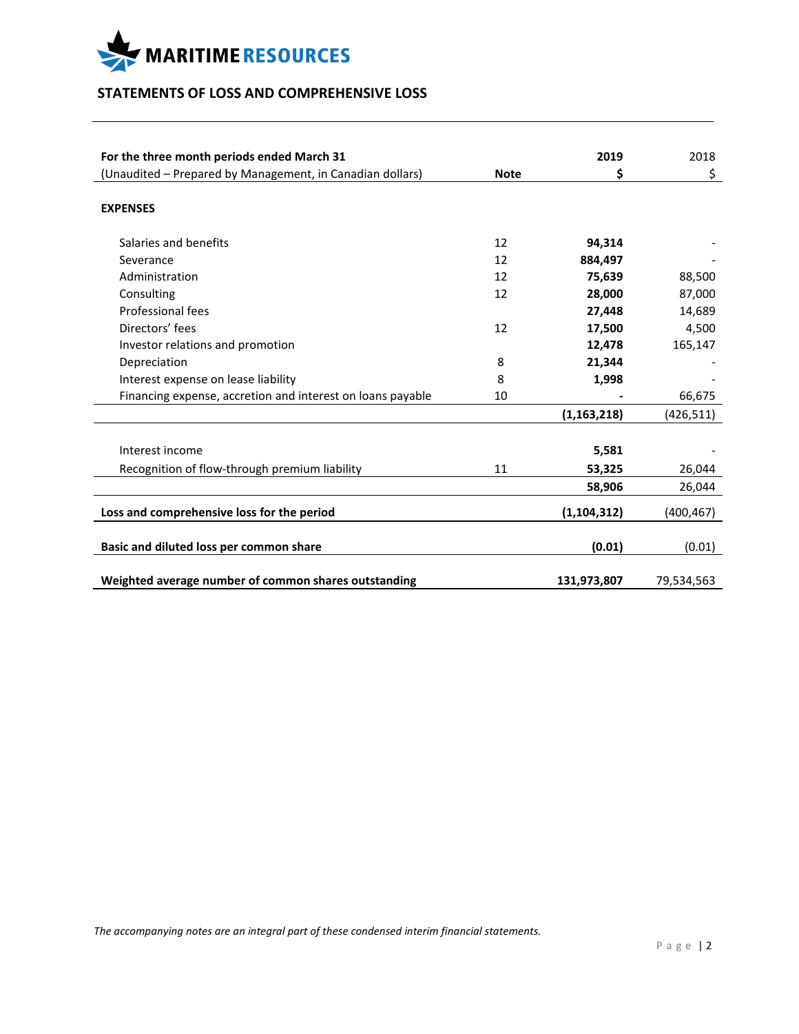MARITIME RESOURCES

## STATEMENTS OF LOSS AND COMPREHENSIVE LOSS

| For the three month periods ended March 31<br>(Unaudited – Prepared by Management, in Canadian dollars) | Note | 2019<br>$ | 2018<br>$ |
|---|---|---|---|
| **EXPENSES** | | | |
| Salaries and benefits | 12 | **94,314** | - |
| Severance | 12 | **884,497** | - |
| Administration | 12 | **75,639** | 88,500 |
| Consulting | 12 | **28,000** | 87,000 |
| Professional fees | | **27,448** | 14,689 |
| Directors' fees | 12 | **17,500** | 4,500 |
| Investor relations and promotion | | **12,478** | 165,147 |
| Depreciation | 8 | **21,344** | - |
| Interest expense on lease liability | 8 | **1,998** | - |
| Financing expense, accretion and interest on loans payable | 10 | **-** | 66,675 |
| | | **(1,163,218)** | (426,511) |
| Interest income | | **5,581** | - |
| Recognition of flow-through premium liability | 11 | **53,325** | 26,044 |
| | | **58,906** | 26,044 |
| **Loss and comprehensive loss for the period** | | **(1,104,312)** | (400,467) |
| **Basic and diluted loss per common share** | | **(0.01)** | (0.01) |
| **Weighted average number of common shares outstanding** | | **131,973,807** | 79,534,563 |

*The accompanying notes are an integral part of these condensed interim financial statements.*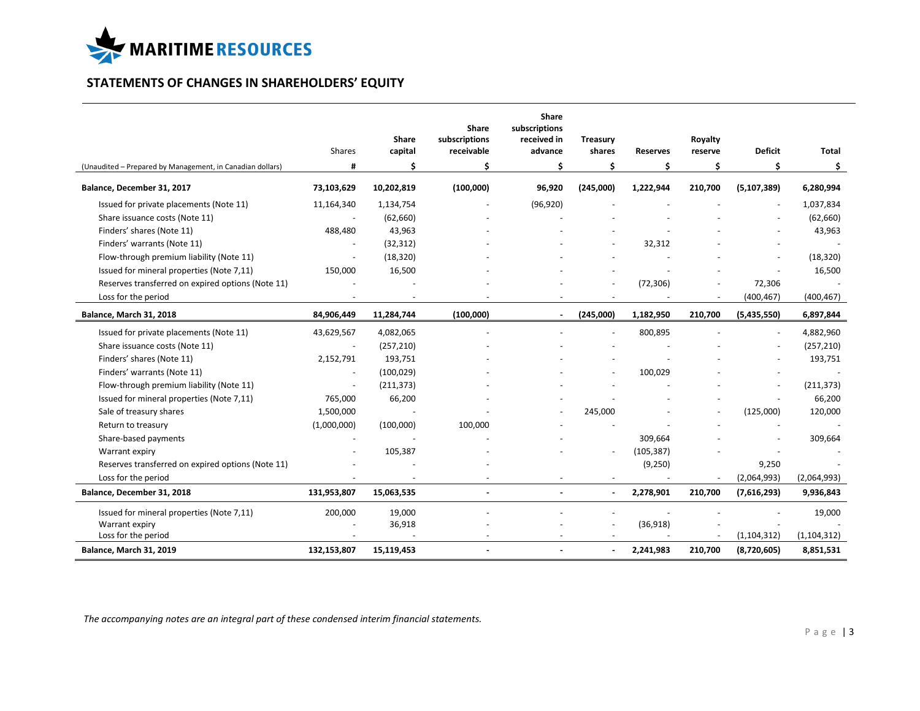# MARITIME RESOURCES

## STATEMENTS OF CHANGES IN SHAREHOLDERS' EQUITY

| (Unaudited – Prepared by Management, in Canadian dollars) | Shares # | Share capital $ | Share subscriptions receivable $ | Share subscriptions received in advance $ | Treasury shares $ | Reserves $ | Royalty reserve $ | Deficit $ | Total $ |
|---|---|---|---|---|---|---|---|---|---|
| **Balance, December 31, 2017** | **73,103,629** | **10,202,819** | **(100,000)** | **96,920** | **(245,000)** | **1,222,944** | **210,700** | **(5,107,389)** | **6,280,994** |
| Issued for private placements (Note 11) | 11,164,340 | 1,134,754 | - | (96,920) | - | - | - | - | 1,037,834 |
| Share issuance costs (Note 11) | - | (62,660) | - | - | - | - | - | - | (62,660) |
| Finders' shares (Note 11) | 488,480 | 43,963 | - | - | - | - | - | - | 43,963 |
| Finders' warrants (Note 11) | - | (32,312) | - | - | - | 32,312 | - | - | - |
| Flow-through premium liability (Note 11) | - | (18,320) | - | - | - | - | - | - | (18,320) |
| Issued for mineral properties (Note 7,11) | 150,000 | 16,500 | - | - | - | - | - | - | 16,500 |
| Reserves transferred on expired options (Note 11) | - | - | - | - | - | (72,306) | - | 72,306 | - |
| Loss for the period | - | - | - | - | - | - | - | (400,467) | (400,467) |
| **Balance, March 31, 2018** | **84,906,449** | **11,284,744** | **(100,000)** | **-** | **(245,000)** | **1,182,950** | **210,700** | **(5,435,550)** | **6,897,844** |
| Issued for private placements (Note 11) | 43,629,567 | 4,082,065 | - | - | - | 800,895 | - | - | 4,882,960 |
| Share issuance costs (Note 11) | - | (257,210) | - | - | - | - | - | - | (257,210) |
| Finders' shares (Note 11) | 2,152,791 | 193,751 | - | - | - | - | - | - | 193,751 |
| Finders' warrants (Note 11) | - | (100,029) | - | - | - | 100,029 | - | - | - |
| Flow-through premium liability (Note 11) | - | (211,373) | - | - | - | - | - | - | (211,373) |
| Issued for mineral properties (Note 7,11) | 765,000 | 66,200 | - | - | - | - | - | - | 66,200 |
| Sale of treasury shares | 1,500,000 | - | - | - | 245,000 | - | - | (125,000) | 120,000 |
| Return to treasury | (1,000,000) | (100,000) | 100,000 | - | - | - | - | - | - |
| Share-based payments | - | - | - | - | | 309,664 | - | - | 309,664 |
| Warrant expiry | - | 105,387 | - | - | - | (105,387) | - | | - |
| Reserves transferred on expired options (Note 11) | - | - | - | | | (9,250) | | 9,250 | - |
| Loss for the period | - | - | - | - | - | - | - | (2,064,993) | (2,064,993) |
| **Balance, December 31, 2018** | **131,953,807** | **15,063,535** | **-** | **-** | **-** | **2,278,901** | **210,700** | **(7,616,293)** | **9,936,843** |
| Issued for mineral properties (Note 7,11) | 200,000 | 19,000 | - | - | - | - | - | - | 19,000 |
| Warrant expiry | - | 36,918 | - | - | - | (36,918) | - | - | - |
| Loss for the period | - | - | - | - | - | - | - | (1,104,312) | (1,104,312) |
| **Balance, March 31, 2019** | **132,153,807** | **15,119,453** | **-** | **-** | **-** | **2,241,983** | **210,700** | **(8,720,605)** | **8,851,531** |

*The accompanying notes are an integral part of these condensed interim financial statements.*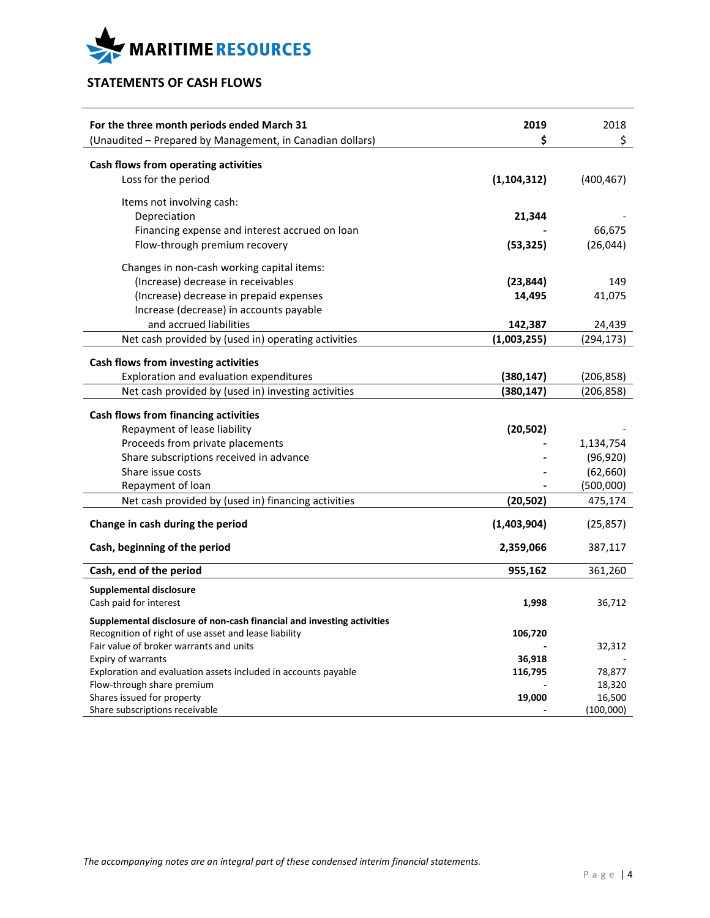**MARITIME RESOURCES**

## STATEMENTS OF CASH FLOWS

| For the three month periods ended March 31<br>(Unaudited – Prepared by Management, in Canadian dollars) | 2019<br>$ | 2018<br>$ |
|---|---|---|
| **Cash flows from operating activities** | | |
| Loss for the period | **(1,104,312)** | (400,467) |
| Items not involving cash: | | |
| Depreciation | **21,344** | - |
| Financing expense and interest accrued on loan | **-** | 66,675 |
| Flow-through premium recovery | **(53,325)** | (26,044) |
| Changes in non-cash working capital items: | | |
| (Increase) decrease in receivables | **(23,844)** | 149 |
| (Increase) decrease in prepaid expenses | **14,495** | 41,075 |
| Increase (decrease) in accounts payable and accrued liabilities | **142,387** | 24,439 |
| Net cash provided by (used in) operating activities | **(1,003,255)** | (294,173) |
| **Cash flows from investing activities** | | |
| Exploration and evaluation expenditures | **(380,147)** | (206,858) |
| Net cash provided by (used in) investing activities | **(380,147)** | (206,858) |
| **Cash flows from financing activities** | | |
| Repayment of lease liability | **(20,502)** | - |
| Proceeds from private placements | **-** | 1,134,754 |
| Share subscriptions received in advance | **-** | (96,920) |
| Share issue costs | **-** | (62,660) |
| Repayment of loan | **-** | (500,000) |
| Net cash provided by (used in) financing activities | **(20,502)** | 475,174 |
| **Change in cash during the period** | **(1,403,904)** | (25,857) |
| **Cash, beginning of the period** | **2,359,066** | 387,117 |
| **Cash, end of the period** | **955,162** | 361,260 |
| **Supplemental disclosure** | | |
| Cash paid for interest | **1,998** | 36,712 |
| **Supplemental disclosure of non-cash financial and investing activities** | | |
| Recognition of right of use asset and lease liability | **106,720** | |
| Fair value of broker warrants and units | **-** | 32,312 |
| Expiry of warrants | **36,918** | - |
| Exploration and evaluation assets included in accounts payable | **116,795** | 78,877 |
| Flow-through share premium | **-** | 18,320 |
| Shares issued for property | **19,000** | 16,500 |
| Share subscriptions receivable | **-** | (100,000) |

*The accompanying notes are an integral part of these condensed interim financial statements.*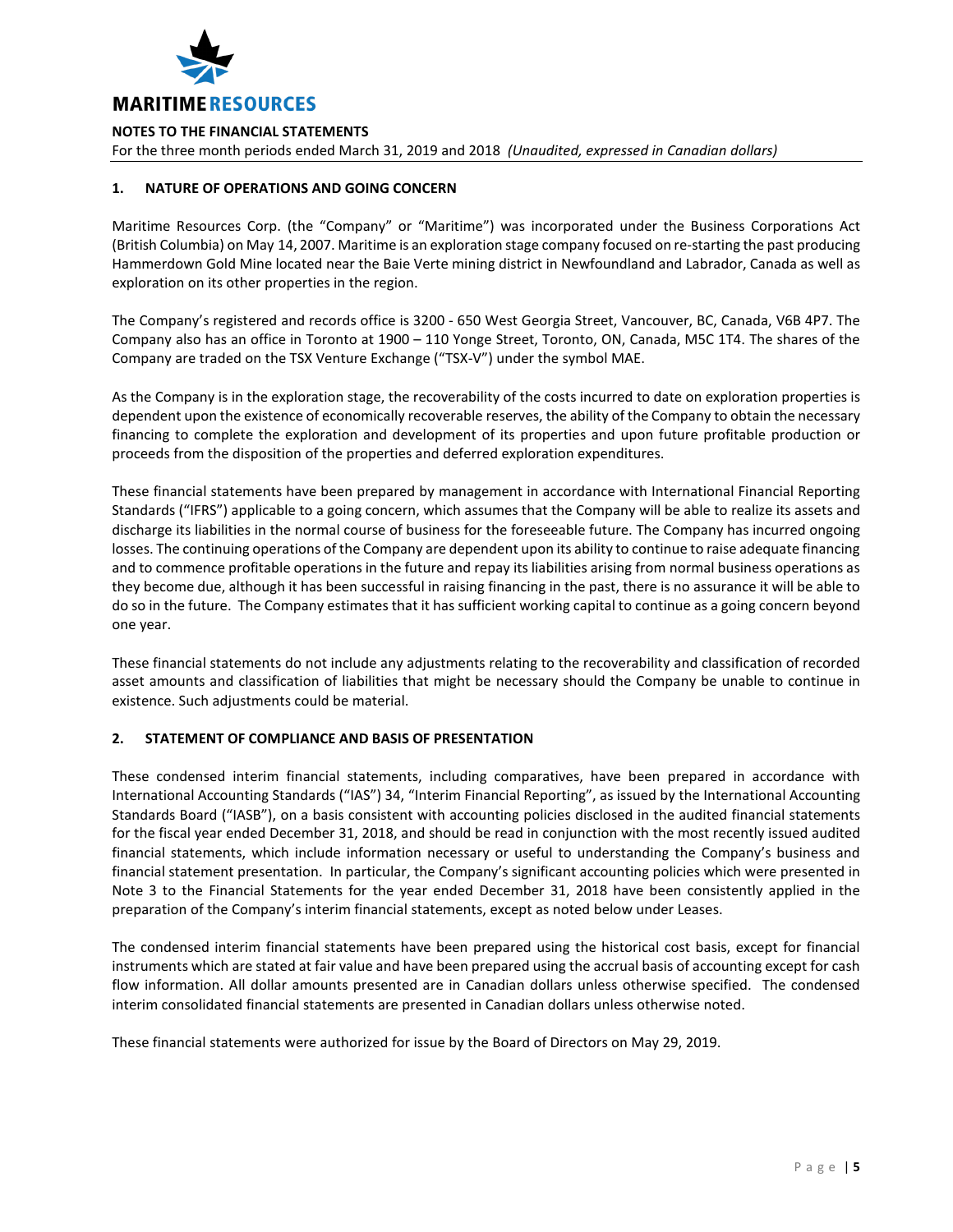# NOTES TO THE FINANCIAL STATEMENTS

For the three month periods ended March 31, 2019 and 2018 *(Unaudited, expressed in Canadian dollars)*

## 1. NATURE OF OPERATIONS AND GOING CONCERN

Maritime Resources Corp. (the "Company" or "Maritime") was incorporated under the Business Corporations Act (British Columbia) on May 14, 2007. Maritime is an exploration stage company focused on re-starting the past producing Hammerdown Gold Mine located near the Baie Verte mining district in Newfoundland and Labrador, Canada as well as exploration on its other properties in the region.

The Company's registered and records office is 3200 - 650 West Georgia Street, Vancouver, BC, Canada, V6B 4P7. The Company also has an office in Toronto at 1900 – 110 Yonge Street, Toronto, ON, Canada, M5C 1T4. The shares of the Company are traded on the TSX Venture Exchange ("TSX-V") under the symbol MAE.

As the Company is in the exploration stage, the recoverability of the costs incurred to date on exploration properties is dependent upon the existence of economically recoverable reserves, the ability of the Company to obtain the necessary financing to complete the exploration and development of its properties and upon future profitable production or proceeds from the disposition of the properties and deferred exploration expenditures.

These financial statements have been prepared by management in accordance with International Financial Reporting Standards ("IFRS") applicable to a going concern, which assumes that the Company will be able to realize its assets and discharge its liabilities in the normal course of business for the foreseeable future. The Company has incurred ongoing losses. The continuing operations of the Company are dependent upon its ability to continue to raise adequate financing and to commence profitable operations in the future and repay its liabilities arising from normal business operations as they become due, although it has been successful in raising financing in the past, there is no assurance it will be able to do so in the future. The Company estimates that it has sufficient working capital to continue as a going concern beyond one year.

These financial statements do not include any adjustments relating to the recoverability and classification of recorded asset amounts and classification of liabilities that might be necessary should the Company be unable to continue in existence. Such adjustments could be material.

## 2. STATEMENT OF COMPLIANCE AND BASIS OF PRESENTATION

These condensed interim financial statements, including comparatives, have been prepared in accordance with International Accounting Standards ("IAS") 34, "Interim Financial Reporting", as issued by the International Accounting Standards Board ("IASB"), on a basis consistent with accounting policies disclosed in the audited financial statements for the fiscal year ended December 31, 2018, and should be read in conjunction with the most recently issued audited financial statements, which include information necessary or useful to understanding the Company's business and financial statement presentation. In particular, the Company's significant accounting policies which were presented in Note 3 to the Financial Statements for the year ended December 31, 2018 have been consistently applied in the preparation of the Company's interim financial statements, except as noted below under Leases.

The condensed interim financial statements have been prepared using the historical cost basis, except for financial instruments which are stated at fair value and have been prepared using the accrual basis of accounting except for cash flow information. All dollar amounts presented are in Canadian dollars unless otherwise specified. The condensed interim consolidated financial statements are presented in Canadian dollars unless otherwise noted.

These financial statements were authorized for issue by the Board of Directors on May 29, 2019.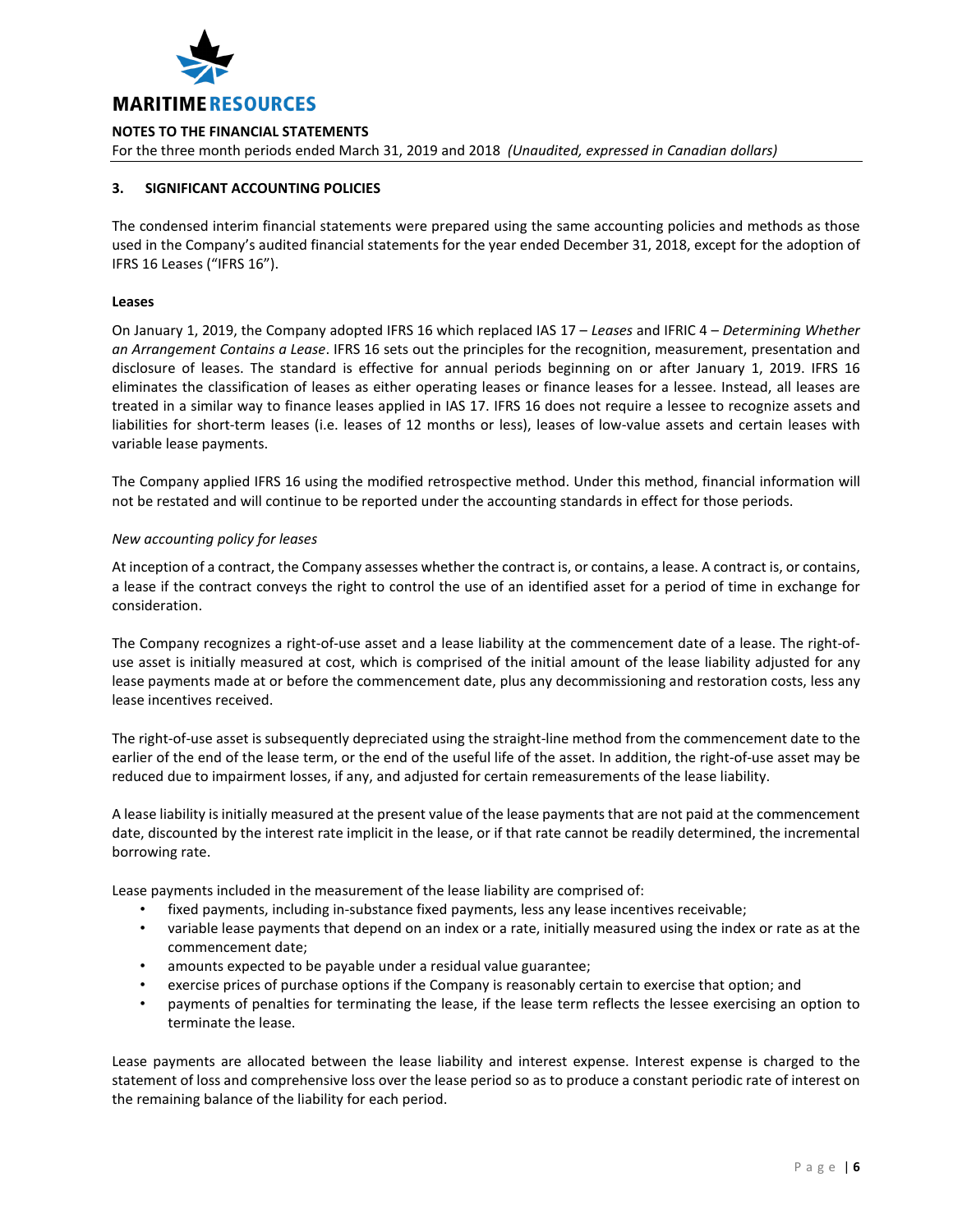## 3. SIGNIFICANT ACCOUNTING POLICIES

The condensed interim financial statements were prepared using the same accounting policies and methods as those used in the Company's audited financial statements for the year ended December 31, 2018, except for the adoption of IFRS 16 Leases ("IFRS 16").

### Leases

On January 1, 2019, the Company adopted IFRS 16 which replaced IAS 17 – *Leases* and IFRIC 4 – *Determining Whether an Arrangement Contains a Lease*. IFRS 16 sets out the principles for the recognition, measurement, presentation and disclosure of leases. The standard is effective for annual periods beginning on or after January 1, 2019. IFRS 16 eliminates the classification of leases as either operating leases or finance leases for a lessee. Instead, all leases are treated in a similar way to finance leases applied in IAS 17. IFRS 16 does not require a lessee to recognize assets and liabilities for short-term leases (i.e. leases of 12 months or less), leases of low-value assets and certain leases with variable lease payments.

The Company applied IFRS 16 using the modified retrospective method. Under this method, financial information will not be restated and will continue to be reported under the accounting standards in effect for those periods.

*New accounting policy for leases*

At inception of a contract, the Company assesses whether the contract is, or contains, a lease. A contract is, or contains, a lease if the contract conveys the right to control the use of an identified asset for a period of time in exchange for consideration.

The Company recognizes a right-of-use asset and a lease liability at the commencement date of a lease. The right-of-use asset is initially measured at cost, which is comprised of the initial amount of the lease liability adjusted for any lease payments made at or before the commencement date, plus any decommissioning and restoration costs, less any lease incentives received.

The right-of-use asset is subsequently depreciated using the straight-line method from the commencement date to the earlier of the end of the lease term, or the end of the useful life of the asset. In addition, the right-of-use asset may be reduced due to impairment losses, if any, and adjusted for certain remeasurements of the lease liability.

A lease liability is initially measured at the present value of the lease payments that are not paid at the commencement date, discounted by the interest rate implicit in the lease, or if that rate cannot be readily determined, the incremental borrowing rate.

Lease payments included in the measurement of the lease liability are comprised of:

- fixed payments, including in-substance fixed payments, less any lease incentives receivable;
- variable lease payments that depend on an index or a rate, initially measured using the index or rate as at the commencement date;
- amounts expected to be payable under a residual value guarantee;
- exercise prices of purchase options if the Company is reasonably certain to exercise that option; and
- payments of penalties for terminating the lease, if the lease term reflects the lessee exercising an option to terminate the lease.

Lease payments are allocated between the lease liability and interest expense. Interest expense is charged to the statement of loss and comprehensive loss over the lease period so as to produce a constant periodic rate of interest on the remaining balance of the liability for each period.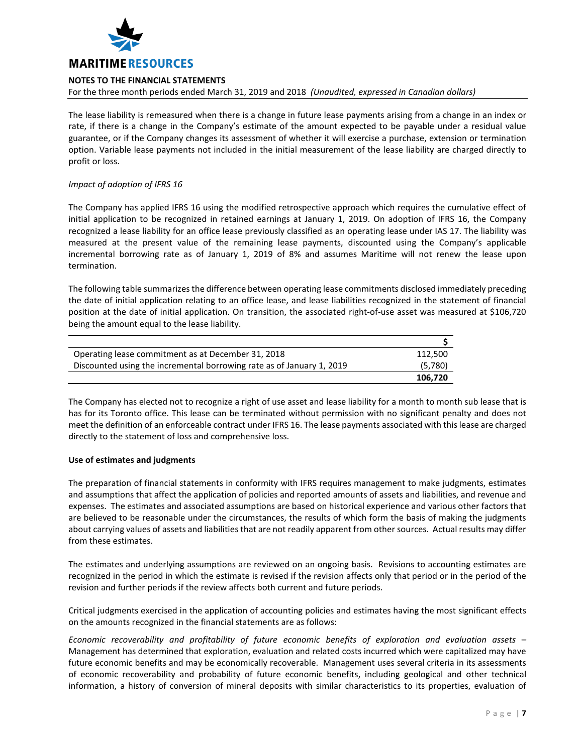The lease liability is remeasured when there is a change in future lease payments arising from a change in an index or rate, if there is a change in the Company's estimate of the amount expected to be payable under a residual value guarantee, or if the Company changes its assessment of whether it will exercise a purchase, extension or termination option. Variable lease payments not included in the initial measurement of the lease liability are charged directly to profit or loss.

*Impact of adoption of IFRS 16*

The Company has applied IFRS 16 using the modified retrospective approach which requires the cumulative effect of initial application to be recognized in retained earnings at January 1, 2019. On adoption of IFRS 16, the Company recognized a lease liability for an office lease previously classified as an operating lease under IAS 17. The liability was measured at the present value of the remaining lease payments, discounted using the Company's applicable incremental borrowing rate as of January 1, 2019 of 8% and assumes Maritime will not renew the lease upon termination.

The following table summarizes the difference between operating lease commitments disclosed immediately preceding the date of initial application relating to an office lease, and lease liabilities recognized in the statement of financial position at the date of initial application. On transition, the associated right-of-use asset was measured at $106,720 being the amount equal to the lease liability.

| | $ |
|---|---|
| Operating lease commitment as at December 31, 2018 | 112,500 |
| Discounted using the incremental borrowing rate as of January 1, 2019 | (5,780) |
| | **106,720** |

The Company has elected not to recognize a right of use asset and lease liability for a month to month sub lease that is has for its Toronto office. This lease can be terminated without permission with no significant penalty and does not meet the definition of an enforceable contract under IFRS 16. The lease payments associated with this lease are charged directly to the statement of loss and comprehensive loss.

**Use of estimates and judgments**

The preparation of financial statements in conformity with IFRS requires management to make judgments, estimates and assumptions that affect the application of policies and reported amounts of assets and liabilities, and revenue and expenses. The estimates and associated assumptions are based on historical experience and various other factors that are believed to be reasonable under the circumstances, the results of which form the basis of making the judgments about carrying values of assets and liabilities that are not readily apparent from other sources. Actual results may differ from these estimates.

The estimates and underlying assumptions are reviewed on an ongoing basis. Revisions to accounting estimates are recognized in the period in which the estimate is revised if the revision affects only that period or in the period of the revision and further periods if the review affects both current and future periods.

Critical judgments exercised in the application of accounting policies and estimates having the most significant effects on the amounts recognized in the financial statements are as follows:

*Economic recoverability and profitability of future economic benefits of exploration and evaluation assets* – Management has determined that exploration, evaluation and related costs incurred which were capitalized may have future economic benefits and may be economically recoverable. Management uses several criteria in its assessments of economic recoverability and probability of future economic benefits, including geological and other technical information, a history of conversion of mineral deposits with similar characteristics to its properties, evaluation of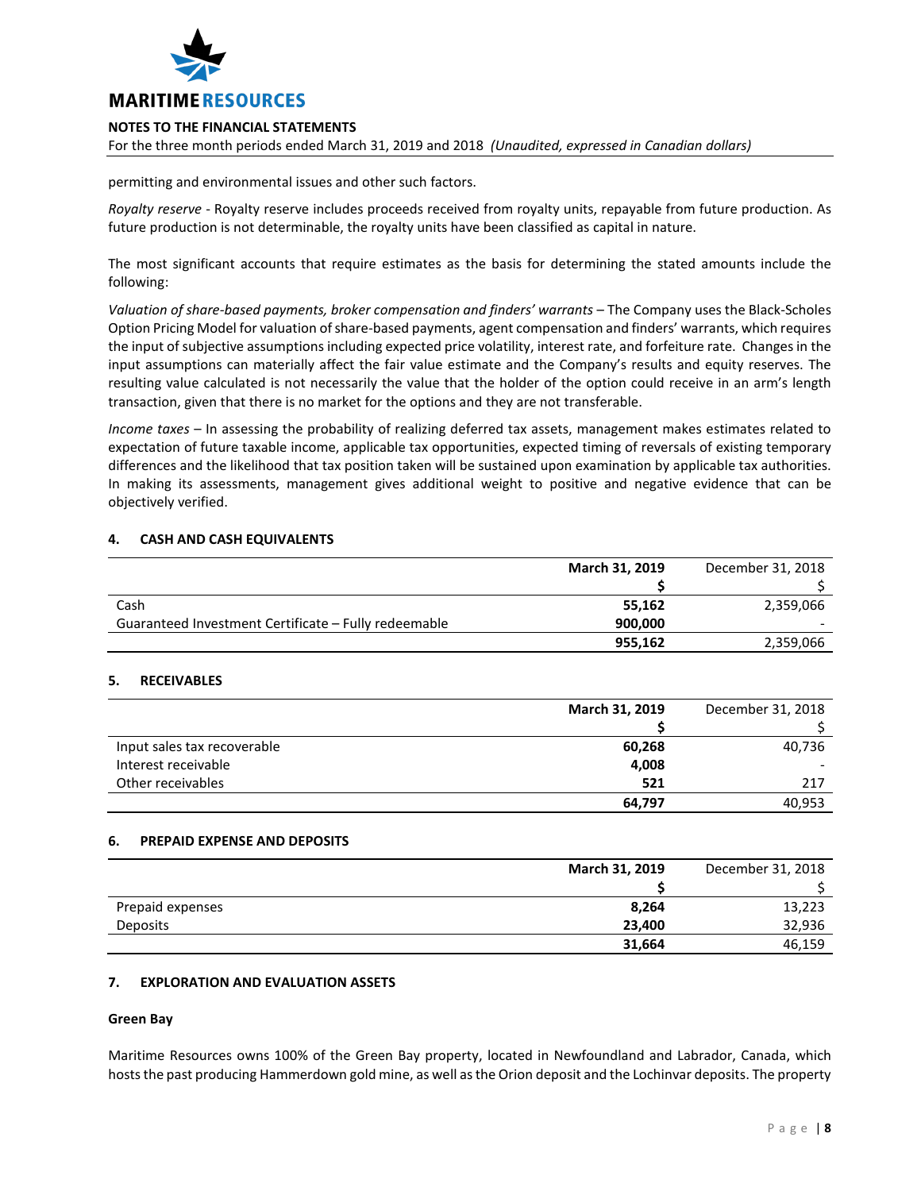permitting and environmental issues and other such factors.

*Royalty reserve* - Royalty reserve includes proceeds received from royalty units, repayable from future production. As future production is not determinable, the royalty units have been classified as capital in nature.

The most significant accounts that require estimates as the basis for determining the stated amounts include the following:

*Valuation of share-based payments, broker compensation and finders' warrants* – The Company uses the Black-Scholes Option Pricing Model for valuation of share-based payments, agent compensation and finders' warrants, which requires the input of subjective assumptions including expected price volatility, interest rate, and forfeiture rate. Changes in the input assumptions can materially affect the fair value estimate and the Company's results and equity reserves. The resulting value calculated is not necessarily the value that the holder of the option could receive in an arm's length transaction, given that there is no market for the options and they are not transferable.

*Income taxes* – In assessing the probability of realizing deferred tax assets, management makes estimates related to expectation of future taxable income, applicable tax opportunities, expected timing of reversals of existing temporary differences and the likelihood that tax position taken will be sustained upon examination by applicable tax authorities. In making its assessments, management gives additional weight to positive and negative evidence that can be objectively verified.

## 4. CASH AND CASH EQUIVALENTS

| | **March 31, 2019** | December 31, 2018 |
|---|---|---|
| | **$** | $ |
| Cash | **55,162** | 2,359,066 |
| Guaranteed Investment Certificate – Fully redeemable | **900,000** | - |
| | **955,162** | 2,359,066 |

## 5. RECEIVABLES

| | **March 31, 2019** | December 31, 2018 |
|---|---|---|
| | **$** | $ |
| Input sales tax recoverable | **60,268** | 40,736 |
| Interest receivable | **4,008** | - |
| Other receivables | **521** | 217 |
| | **64,797** | 40,953 |

## 6. PREPAID EXPENSE AND DEPOSITS

| | **March 31, 2019** | December 31, 2018 |
|---|---|---|
| | **$** | $ |
| Prepaid expenses | **8,264** | 13,223 |
| Deposits | **23,400** | 32,936 |
| | **31,664** | 46,159 |

## 7. EXPLORATION AND EVALUATION ASSETS

### Green Bay

Maritime Resources owns 100% of the Green Bay property, located in Newfoundland and Labrador, Canada, which hosts the past producing Hammerdown gold mine, as well as the Orion deposit and the Lochinvar deposits. The property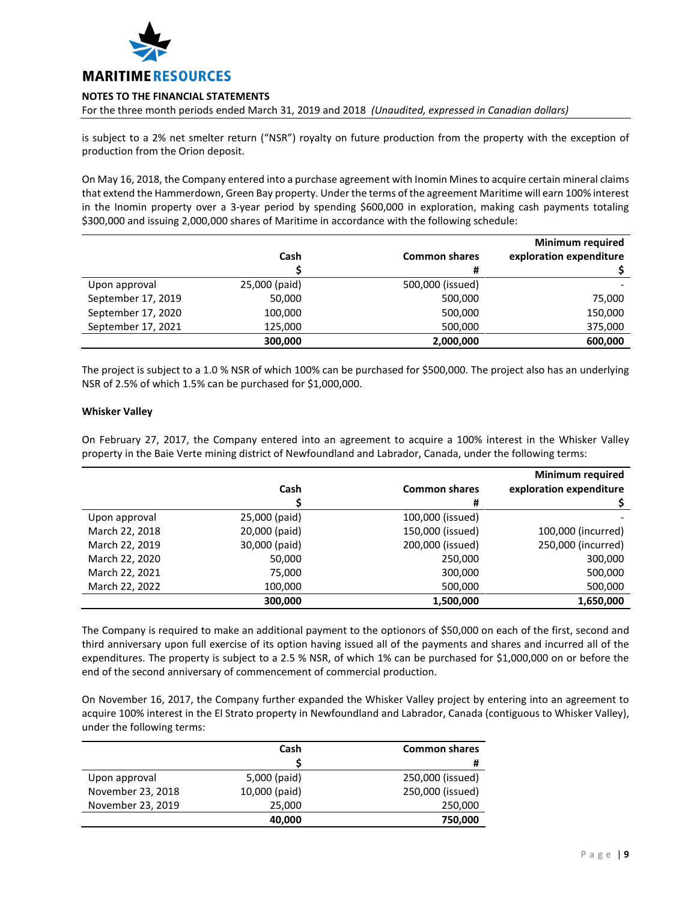is subject to a 2% net smelter return ("NSR") royalty on future production from the property with the exception of production from the Orion deposit.

On May 16, 2018, the Company entered into a purchase agreement with Inomin Mines to acquire certain mineral claims that extend the Hammerdown, Green Bay property. Under the terms of the agreement Maritime will earn 100% interest in the Inomin property over a 3-year period by spending $600,000 in exploration, making cash payments totaling $300,000 and issuing 2,000,000 shares of Maritime in accordance with the following schedule:

| | Cash<br>$ | Common shares<br># | Minimum required exploration expenditure<br>$ |
|---|---|---|---|
| Upon approval | 25,000 (paid) | 500,000 (issued) | - |
| September 17, 2019 | 50,000 | 500,000 | 75,000 |
| September 17, 2020 | 100,000 | 500,000 | 150,000 |
| September 17, 2021 | 125,000 | 500,000 | 375,000 |
| | **300,000** | **2,000,000** | **600,000** |

The project is subject to a 1.0 % NSR of which 100% can be purchased for $500,000. The project also has an underlying NSR of 2.5% of which 1.5% can be purchased for $1,000,000.

**Whisker Valley**

On February 27, 2017, the Company entered into an agreement to acquire a 100% interest in the Whisker Valley property in the Baie Verte mining district of Newfoundland and Labrador, Canada, under the following terms:

| | Cash<br>$ | Common shares<br># | Minimum required exploration expenditure<br>$ |
|---|---|---|---|
| Upon approval | 25,000 (paid) | 100,000 (issued) | - |
| March 22, 2018 | 20,000 (paid) | 150,000 (issued) | 100,000 (incurred) |
| March 22, 2019 | 30,000 (paid) | 200,000 (issued) | 250,000 (incurred) |
| March 22, 2020 | 50,000 | 250,000 | 300,000 |
| March 22, 2021 | 75,000 | 300,000 | 500,000 |
| March 22, 2022 | 100,000 | 500,000 | 500,000 |
| | **300,000** | **1,500,000** | **1,650,000** |

The Company is required to make an additional payment to the optionors of $50,000 on each of the first, second and third anniversary upon full exercise of its option having issued all of the payments and shares and incurred all of the expenditures. The property is subject to a 2.5 % NSR, of which 1% can be purchased for $1,000,000 on or before the end of the second anniversary of commencement of commercial production.

On November 16, 2017, the Company further expanded the Whisker Valley project by entering into an agreement to acquire 100% interest in the El Strato property in Newfoundland and Labrador, Canada (contiguous to Whisker Valley), under the following terms:

| | Cash<br>$ | Common shares<br># |
|---|---|---|
| Upon approval | 5,000 (paid) | 250,000 (issued) |
| November 23, 2018 | 10,000 (paid) | 250,000 (issued) |
| November 23, 2019 | 25,000 | 250,000 |
| | **40,000** | **750,000** |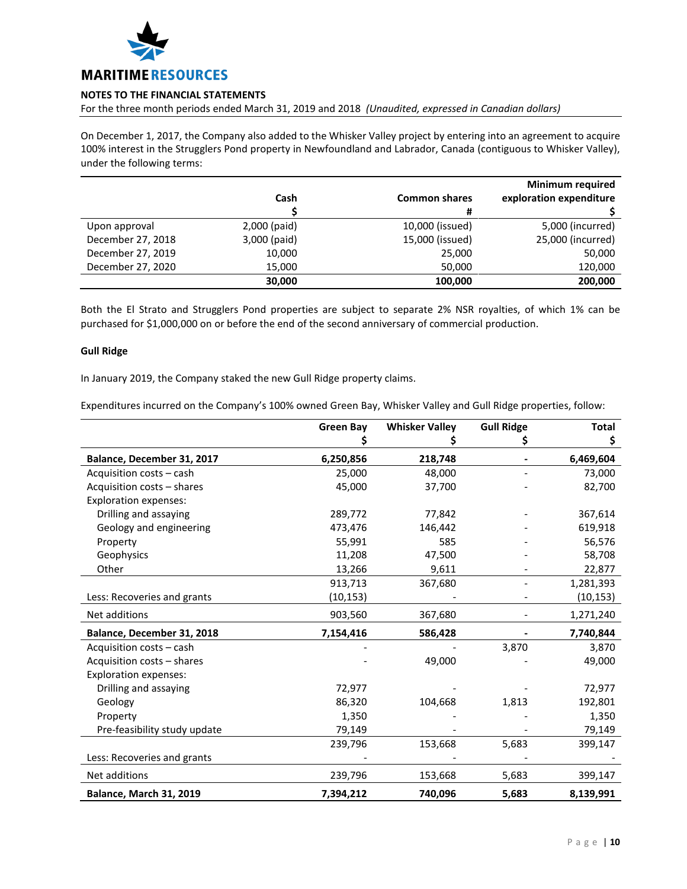**NOTES TO THE FINANCIAL STATEMENTS**

For the three month periods ended March 31, 2019 and 2018 *(Unaudited, expressed in Canadian dollars)*

On December 1, 2017, the Company also added to the Whisker Valley project by entering into an agreement to acquire 100% interest in the Strugglers Pond property in Newfoundland and Labrador, Canada (contiguous to Whisker Valley), under the following terms:

| | Cash $ | Common shares # | Minimum required exploration expenditure $ |
|---|---|---|---|
| Upon approval | 2,000 (paid) | 10,000 (issued) | 5,000 (incurred) |
| December 27, 2018 | 3,000 (paid) | 15,000 (issued) | 25,000 (incurred) |
| December 27, 2019 | 10,000 | 25,000 | 50,000 |
| December 27, 2020 | 15,000 | 50,000 | 120,000 |
| | **30,000** | **100,000** | **200,000** |

Both the El Strato and Strugglers Pond properties are subject to separate 2% NSR royalties, of which 1% can be purchased for $1,000,000 on or before the end of the second anniversary of commercial production.

**Gull Ridge**

In January 2019, the Company staked the new Gull Ridge property claims.

Expenditures incurred on the Company's 100% owned Green Bay, Whisker Valley and Gull Ridge properties, follow:

| | Green Bay $ | Whisker Valley $ | Gull Ridge $ | Total $ |
|---|---|---|---|---|
| **Balance, December 31, 2017** | **6,250,856** | **218,748** | **-** | **6,469,604** |
| Acquisition costs – cash | 25,000 | 48,000 | - | 73,000 |
| Acquisition costs – shares | 45,000 | 37,700 | - | 82,700 |
| Exploration expenses: | | | | |
| Drilling and assaying | 289,772 | 77,842 | - | 367,614 |
| Geology and engineering | 473,476 | 146,442 | - | 619,918 |
| Property | 55,991 | 585 | - | 56,576 |
| Geophysics | 11,208 | 47,500 | - | 58,708 |
| Other | 13,266 | 9,611 | - | 22,877 |
| | 913,713 | 367,680 | - | 1,281,393 |
| Less: Recoveries and grants | (10,153) | - | - | (10,153) |
| Net additions | 903,560 | 367,680 | - | 1,271,240 |
| **Balance, December 31, 2018** | **7,154,416** | **586,428** | **-** | **7,740,844** |
| Acquisition costs – cash | - | - | 3,870 | 3,870 |
| Acquisition costs – shares | - | 49,000 | - | 49,000 |
| Exploration expenses: | | | | |
| Drilling and assaying | 72,977 | - | - | 72,977 |
| Geology | 86,320 | 104,668 | 1,813 | 192,801 |
| Property | 1,350 | - | - | 1,350 |
| Pre-feasibility study update | 79,149 | - | - | 79,149 |
| | 239,796 | 153,668 | 5,683 | 399,147 |
| Less: Recoveries and grants | - | - | - | - |
| Net additions | 239,796 | 153,668 | 5,683 | 399,147 |
| **Balance, March 31, 2019** | **7,394,212** | **740,096** | **5,683** | **8,139,991** |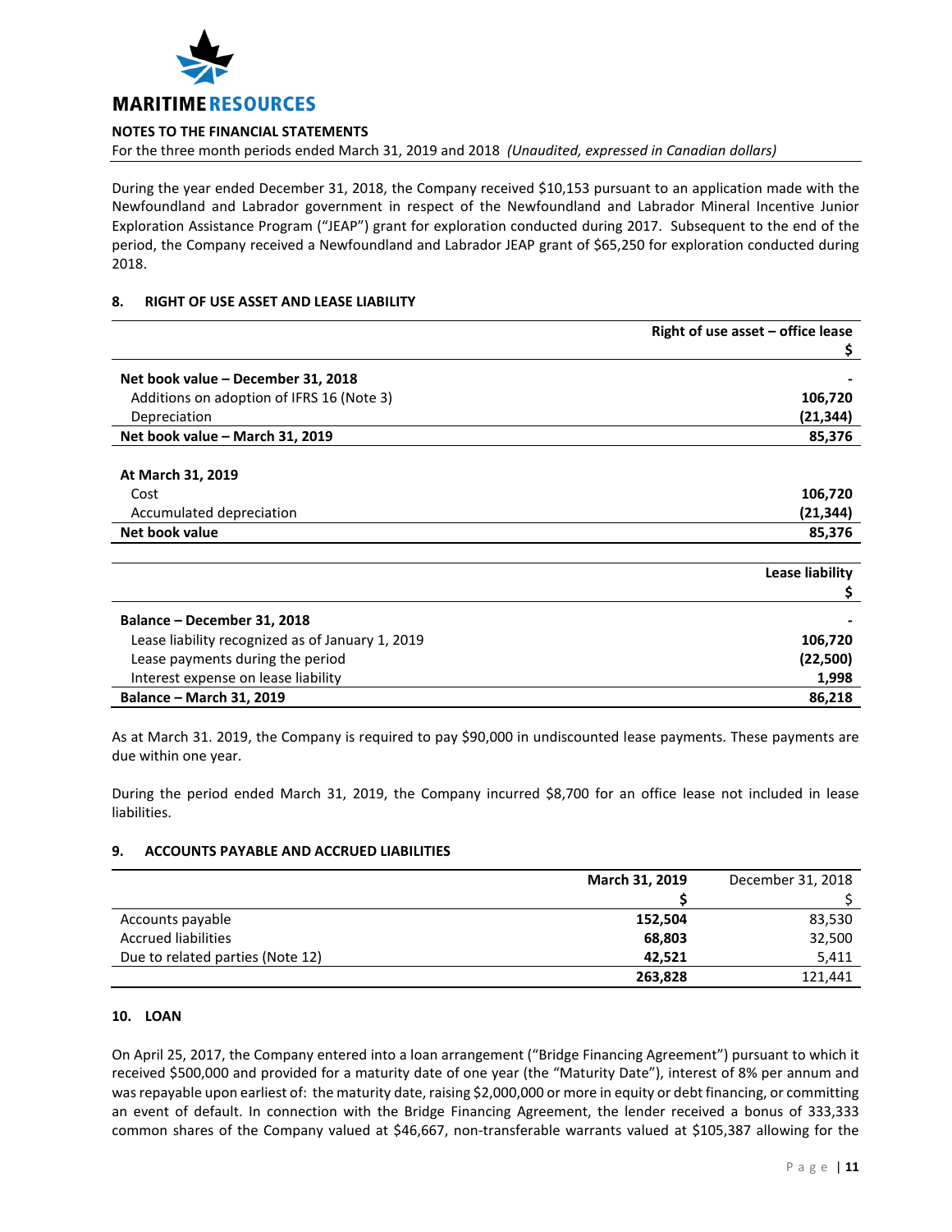During the year ended December 31, 2018, the Company received $10,153 pursuant to an application made with the Newfoundland and Labrador government in respect of the Newfoundland and Labrador Mineral Incentive Junior Exploration Assistance Program ("JEAP") grant for exploration conducted during 2017. Subsequent to the end of the period, the Company received a Newfoundland and Labrador JEAP grant of $65,250 for exploration conducted during 2018.

## 8. RIGHT OF USE ASSET AND LEASE LIABILITY

| | **Right of use asset – office lease** |
|---|---|
| | **$** |
| **Net book value – December 31, 2018** | **-** |
| Additions on adoption of IFRS 16 (Note 3) | **106,720** |
| Depreciation | **(21,344)** |
| **Net book value – March 31, 2019** | **85,376** |
| | |
| **At March 31, 2019** | |
| Cost | **106,720** |
| Accumulated depreciation | **(21,344)** |
| **Net book value** | **85,376** |

| | **Lease liability** |
|---|---|
| | **$** |
| **Balance – December 31, 2018** | **-** |
| Lease liability recognized as of January 1, 2019 | **106,720** |
| Lease payments during the period | **(22,500)** |
| Interest expense on lease liability | **1,998** |
| **Balance – March 31, 2019** | **86,218** |

As at March 31. 2019, the Company is required to pay $90,000 in undiscounted lease payments. These payments are due within one year.

During the period ended March 31, 2019, the Company incurred $8,700 for an office lease not included in lease liabilities.

## 9. ACCOUNTS PAYABLE AND ACCRUED LIABILITIES

| | **March 31, 2019** | December 31, 2018 |
|---|---|---|
| | **$** | $ |
| Accounts payable | **152,504** | 83,530 |
| Accrued liabilities | **68,803** | 32,500 |
| Due to related parties (Note 12) | **42,521** | 5,411 |
| | **263,828** | 121,441 |

## 10. LOAN

On April 25, 2017, the Company entered into a loan arrangement ("Bridge Financing Agreement") pursuant to which it received $500,000 and provided for a maturity date of one year (the "Maturity Date"), interest of 8% per annum and was repayable upon earliest of: the maturity date, raising $2,000,000 or more in equity or debt financing, or committing an event of default. In connection with the Bridge Financing Agreement, the lender received a bonus of 333,333 common shares of the Company valued at $46,667, non-transferable warrants valued at $105,387 allowing for the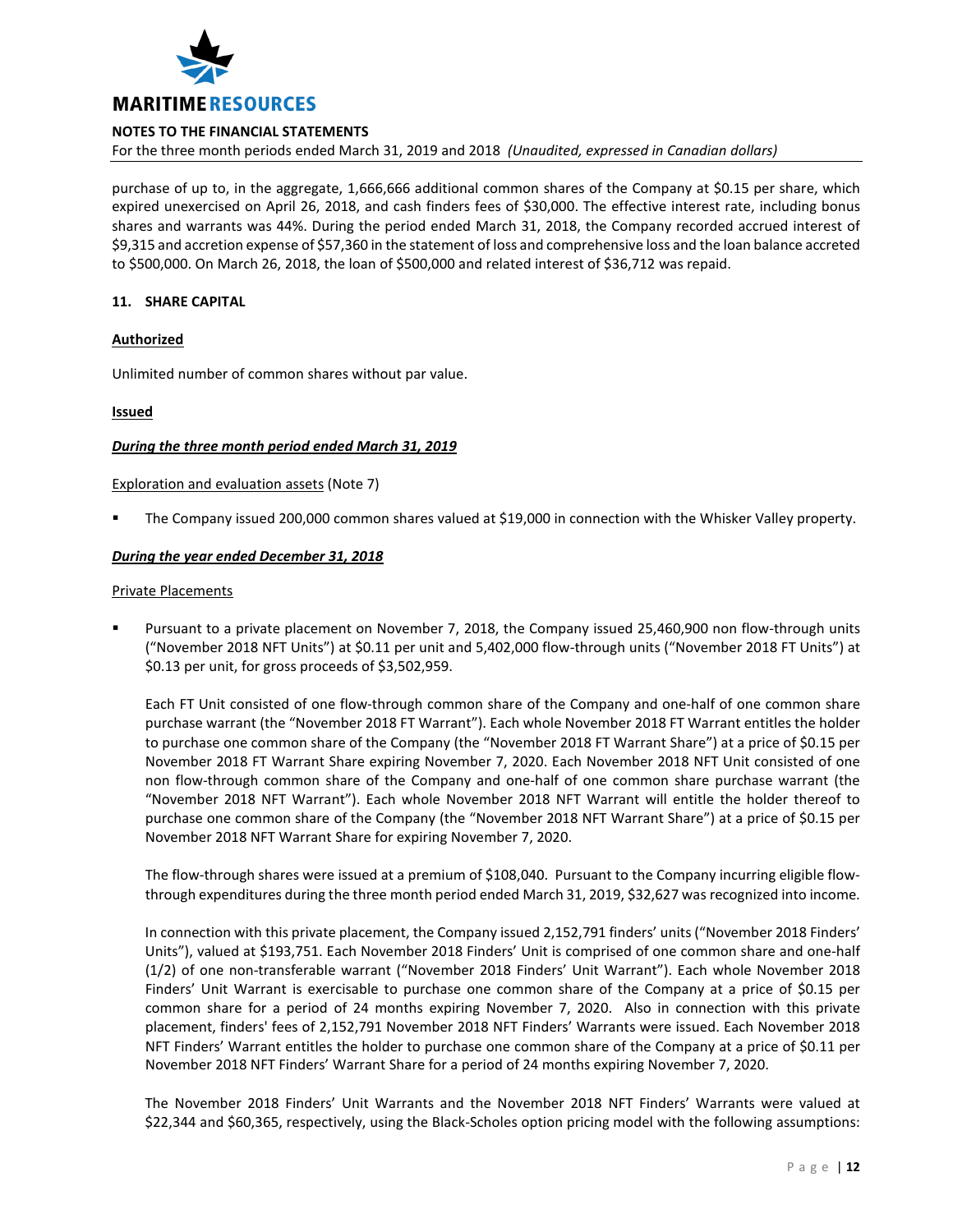purchase of up to, in the aggregate, 1,666,666 additional common shares of the Company at $0.15 per share, which expired unexercised on April 26, 2018, and cash finders fees of $30,000. The effective interest rate, including bonus shares and warrants was 44%. During the period ended March 31, 2018, the Company recorded accrued interest of $9,315 and accretion expense of $57,360 in the statement of loss and comprehensive loss and the loan balance accreted to $500,000. On March 26, 2018, the loan of $500,000 and related interest of $36,712 was repaid.

## 11. SHARE CAPITAL

**Authorized**

Unlimited number of common shares without par value.

**Issued**

***During the three month period ended March 31, 2019***

Exploration and evaluation assets (Note 7)

- The Company issued 200,000 common shares valued at $19,000 in connection with the Whisker Valley property.

***During the year ended December 31, 2018***

Private Placements

- Pursuant to a private placement on November 7, 2018, the Company issued 25,460,900 non flow-through units ("November 2018 NFT Units") at $0.11 per unit and 5,402,000 flow-through units ("November 2018 FT Units") at $0.13 per unit, for gross proceeds of $3,502,959.

  Each FT Unit consisted of one flow-through common share of the Company and one-half of one common share purchase warrant (the "November 2018 FT Warrant"). Each whole November 2018 FT Warrant entitles the holder to purchase one common share of the Company (the "November 2018 FT Warrant Share") at a price of $0.15 per November 2018 FT Warrant Share expiring November 7, 2020. Each November 2018 NFT Unit consisted of one non flow-through common share of the Company and one-half of one common share purchase warrant (the "November 2018 NFT Warrant"). Each whole November 2018 NFT Warrant will entitle the holder thereof to purchase one common share of the Company (the "November 2018 NFT Warrant Share") at a price of $0.15 per November 2018 NFT Warrant Share for expiring November 7, 2020.

  The flow-through shares were issued at a premium of $108,040. Pursuant to the Company incurring eligible flow-through expenditures during the three month period ended March 31, 2019, $32,627 was recognized into income.

  In connection with this private placement, the Company issued 2,152,791 finders' units ("November 2018 Finders' Units"), valued at $193,751. Each November 2018 Finders' Unit is comprised of one common share and one-half (1/2) of one non-transferable warrant ("November 2018 Finders' Unit Warrant"). Each whole November 2018 Finders' Unit Warrant is exercisable to purchase one common share of the Company at a price of $0.15 per common share for a period of 24 months expiring November 7, 2020. Also in connection with this private placement, finders' fees of 2,152,791 November 2018 NFT Finders' Warrants were issued. Each November 2018 NFT Finders' Warrant entitles the holder to purchase one common share of the Company at a price of $0.11 per November 2018 NFT Finders' Warrant Share for a period of 24 months expiring November 7, 2020.

  The November 2018 Finders' Unit Warrants and the November 2018 NFT Finders' Warrants were valued at $22,344 and $60,365, respectively, using the Black-Scholes option pricing model with the following assumptions: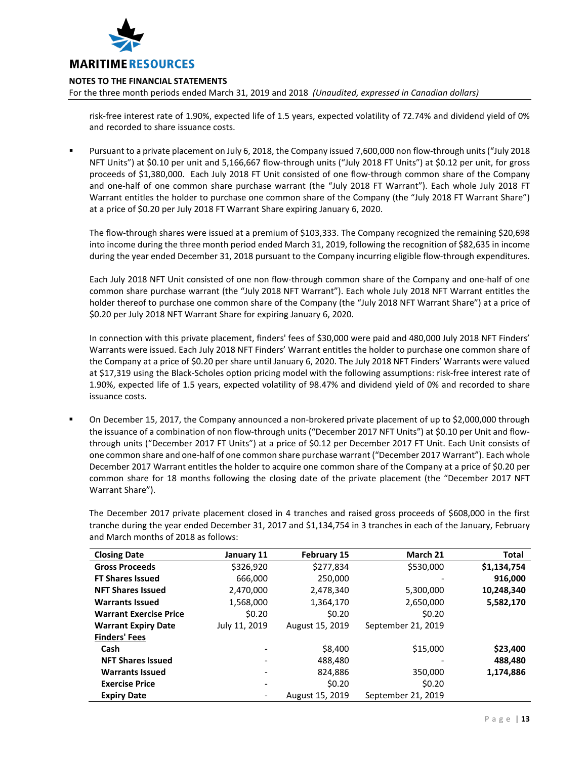risk-free interest rate of 1.90%, expected life of 1.5 years, expected volatility of 72.74% and dividend yield of 0% and recorded to share issuance costs.

- Pursuant to a private placement on July 6, 2018, the Company issued 7,600,000 non flow-through units ("July 2018 NFT Units") at $0.10 per unit and 5,166,667 flow-through units ("July 2018 FT Units") at $0.12 per unit, for gross proceeds of $1,380,000. Each July 2018 FT Unit consisted of one flow-through common share of the Company and one-half of one common share purchase warrant (the "July 2018 FT Warrant"). Each whole July 2018 FT Warrant entitles the holder to purchase one common share of the Company (the "July 2018 FT Warrant Share") at a price of $0.20 per July 2018 FT Warrant Share expiring January 6, 2020.

  The flow-through shares were issued at a premium of $103,333. The Company recognized the remaining $20,698 into income during the three month period ended March 31, 2019, following the recognition of $82,635 in income during the year ended December 31, 2018 pursuant to the Company incurring eligible flow-through expenditures.

  Each July 2018 NFT Unit consisted of one non flow-through common share of the Company and one-half of one common share purchase warrant (the "July 2018 NFT Warrant"). Each whole July 2018 NFT Warrant entitles the holder thereof to purchase one common share of the Company (the "July 2018 NFT Warrant Share") at a price of $0.20 per July 2018 NFT Warrant Share for expiring January 6, 2020.

  In connection with this private placement, finders' fees of $30,000 were paid and 480,000 July 2018 NFT Finders' Warrants were issued. Each July 2018 NFT Finders' Warrant entitles the holder to purchase one common share of the Company at a price of $0.20 per share until January 6, 2020. The July 2018 NFT Finders' Warrants were valued at $17,319 using the Black-Scholes option pricing model with the following assumptions: risk-free interest rate of 1.90%, expected life of 1.5 years, expected volatility of 98.47% and dividend yield of 0% and recorded to share issuance costs.

- On December 15, 2017, the Company announced a non-brokered private placement of up to $2,000,000 through the issuance of a combination of non flow-through units ("December 2017 NFT Units") at $0.10 per Unit and flow-through units ("December 2017 FT Units") at a price of $0.12 per December 2017 FT Unit. Each Unit consists of one common share and one-half of one common share purchase warrant ("December 2017 Warrant"). Each whole December 2017 Warrant entitles the holder to acquire one common share of the Company at a price of $0.20 per common share for 18 months following the closing date of the private placement (the "December 2017 NFT Warrant Share").

  The December 2017 private placement closed in 4 tranches and raised gross proceeds of $608,000 in the first tranche during the year ended December 31, 2017 and $1,134,754 in 3 tranches in each of the January, February and March months of 2018 as follows:

| **Closing Date** | **January 11** | **February 15** | **March 21** | **Total** |
|---|---|---|---|---|
| **Gross Proceeds** | $326,920 | $277,834 | $530,000 | **$1,134,754** |
| **FT Shares Issued** | 666,000 | 250,000 | - | **916,000** |
| **NFT Shares Issued** | 2,470,000 | 2,478,340 | 5,300,000 | **10,248,340** |
| **Warrants Issued** | 1,568,000 | 1,364,170 | 2,650,000 | **5,582,170** |
| **Warrant Exercise Price** | $0.20 | $0.20 | $0.20 | |
| **Warrant Expiry Date** | July 11, 2019 | August 15, 2019 | September 21, 2019 | |
| **Finders' Fees** | | | | |
| **Cash** | - | $8,400 | $15,000 | **$23,400** |
| **NFT Shares Issued** | - | 488,480 | - | **488,480** |
| **Warrants Issued** | - | 824,886 | 350,000 | **1,174,886** |
| **Exercise Price** | - | $0.20 | $0.20 | |
| **Expiry Date** | - | August 15, 2019 | September 21, 2019 | |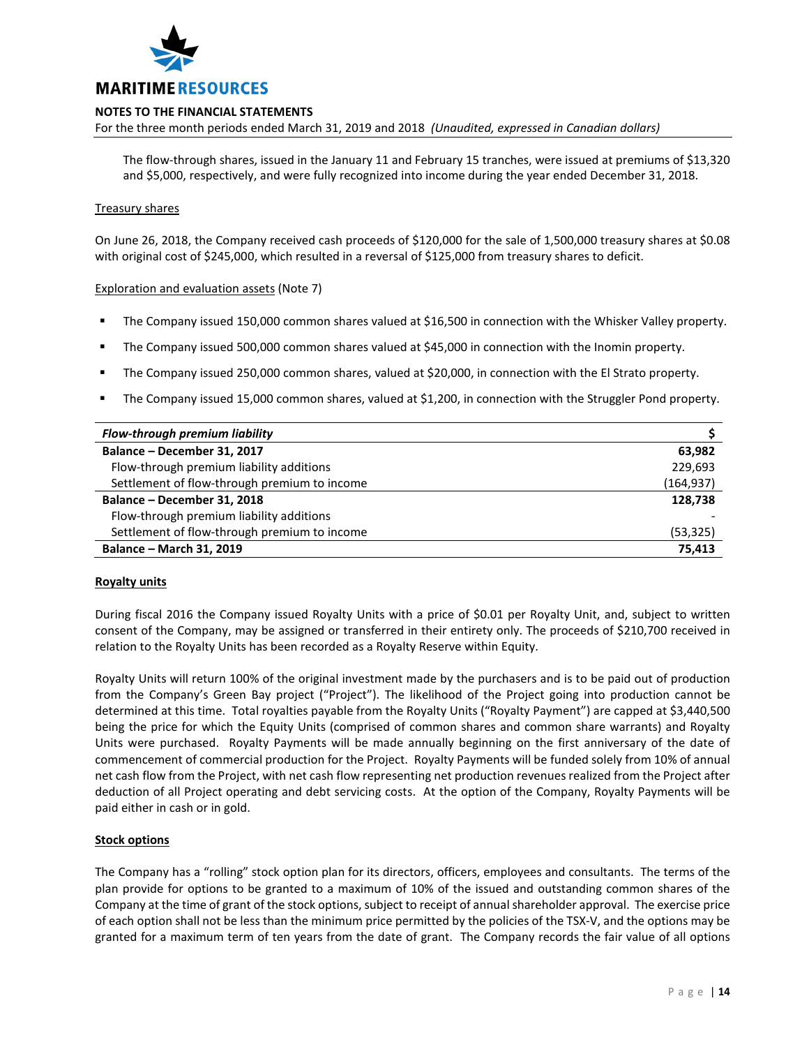The flow-through shares, issued in the January 11 and February 15 tranches, were issued at premiums of $13,320 and $5,000, respectively, and were fully recognized into income during the year ended December 31, 2018.

Treasury shares

On June 26, 2018, the Company received cash proceeds of $120,000 for the sale of 1,500,000 treasury shares at $0.08 with original cost of $245,000, which resulted in a reversal of $125,000 from treasury shares to deficit.

Exploration and evaluation assets (Note 7)

- The Company issued 150,000 common shares valued at $16,500 in connection with the Whisker Valley property.
- The Company issued 500,000 common shares valued at $45,000 in connection with the Inomin property.
- The Company issued 250,000 common shares, valued at $20,000, in connection with the El Strato property.
- The Company issued 15,000 common shares, valued at $1,200, in connection with the Struggler Pond property.

| *Flow-through premium liability* | $ |
|---|---|
| **Balance – December 31, 2017** | **63,982** |
| Flow-through premium liability additions | 229,693 |
| Settlement of flow-through premium to income | (164,937) |
| **Balance – December 31, 2018** | **128,738** |
| Flow-through premium liability additions | - |
| Settlement of flow-through premium to income | (53,325) |
| **Balance – March 31, 2019** | **75,413** |

**Royalty units**

During fiscal 2016 the Company issued Royalty Units with a price of $0.01 per Royalty Unit, and, subject to written consent of the Company, may be assigned or transferred in their entirety only. The proceeds of $210,700 received in relation to the Royalty Units has been recorded as a Royalty Reserve within Equity.

Royalty Units will return 100% of the original investment made by the purchasers and is to be paid out of production from the Company's Green Bay project ("Project"). The likelihood of the Project going into production cannot be determined at this time. Total royalties payable from the Royalty Units ("Royalty Payment") are capped at $3,440,500 being the price for which the Equity Units (comprised of common shares and common share warrants) and Royalty Units were purchased. Royalty Payments will be made annually beginning on the first anniversary of the date of commencement of commercial production for the Project. Royalty Payments will be funded solely from 10% of annual net cash flow from the Project, with net cash flow representing net production revenues realized from the Project after deduction of all Project operating and debt servicing costs. At the option of the Company, Royalty Payments will be paid either in cash or in gold.

**Stock options**

The Company has a "rolling" stock option plan for its directors, officers, employees and consultants. The terms of the plan provide for options to be granted to a maximum of 10% of the issued and outstanding common shares of the Company at the time of grant of the stock options, subject to receipt of annual shareholder approval. The exercise price of each option shall not be less than the minimum price permitted by the policies of the TSX-V, and the options may be granted for a maximum term of ten years from the date of grant. The Company records the fair value of all options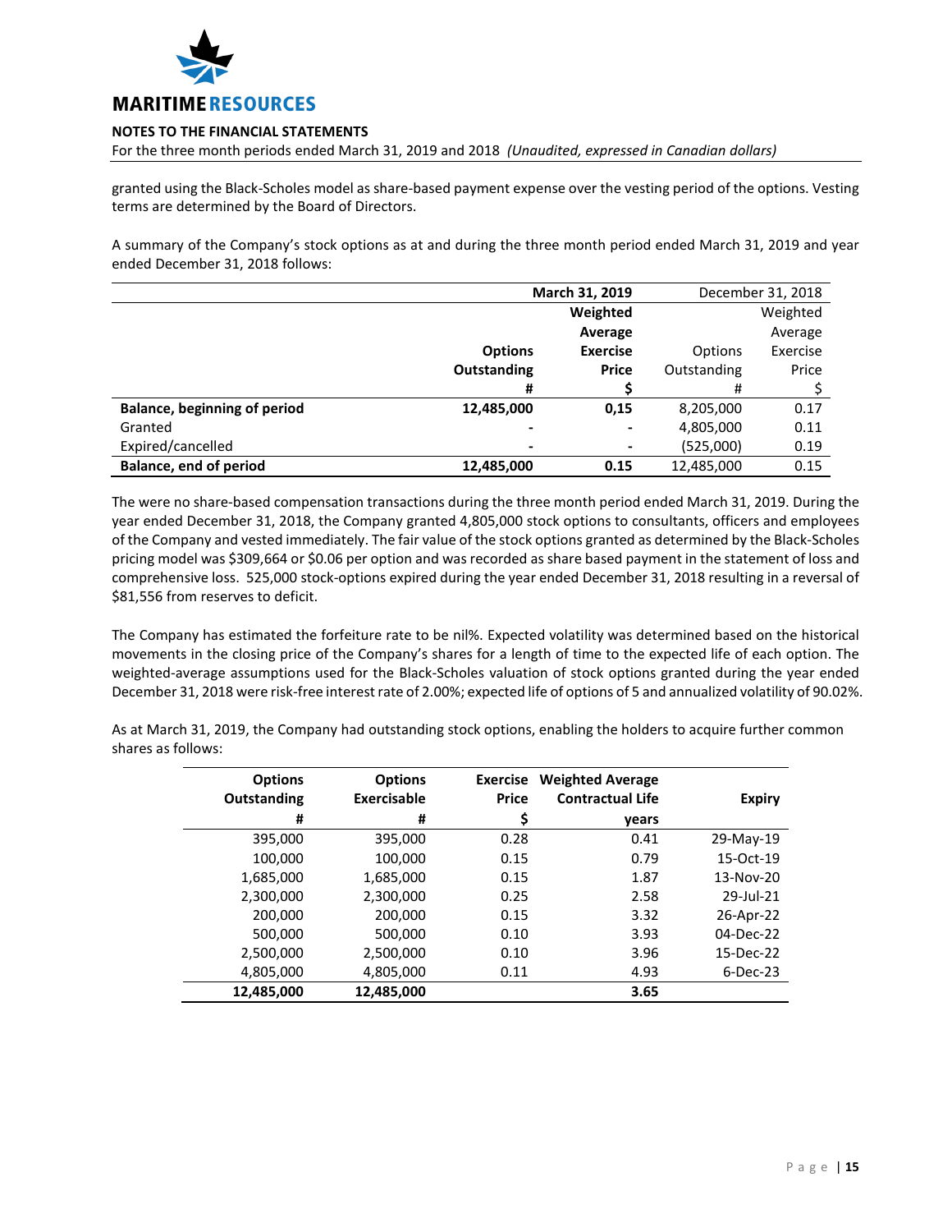granted using the Black-Scholes model as share-based payment expense over the vesting period of the options. Vesting terms are determined by the Board of Directors.

A summary of the Company's stock options as at and during the three month period ended March 31, 2019 and year ended December 31, 2018 follows:

| | **March 31, 2019** | | December 31, 2018 | |
|---|---|---|---|---|
| | **Options Outstanding** | **Weighted Average Exercise Price** | Options Outstanding | Weighted Average Exercise Price |
| | **#** | **$** | # | $ |
| **Balance, beginning of period** | **12,485,000** | **0,15** | 8,205,000 | 0.17 |
| Granted | **-** | **-** | 4,805,000 | 0.11 |
| Expired/cancelled | **-** | **-** | (525,000) | 0.19 |
| **Balance, end of period** | **12,485,000** | **0.15** | 12,485,000 | 0.15 |

The were no share-based compensation transactions during the three month period ended March 31, 2019. During the year ended December 31, 2018, the Company granted 4,805,000 stock options to consultants, officers and employees of the Company and vested immediately. The fair value of the stock options granted as determined by the Black-Scholes pricing model was $309,664 or $0.06 per option and was recorded as share based payment in the statement of loss and comprehensive loss. 525,000 stock-options expired during the year ended December 31, 2018 resulting in a reversal of $81,556 from reserves to deficit.

The Company has estimated the forfeiture rate to be nil%. Expected volatility was determined based on the historical movements in the closing price of the Company's shares for a length of time to the expected life of each option. The weighted-average assumptions used for the Black-Scholes valuation of stock options granted during the year ended December 31, 2018 were risk-free interest rate of 2.00%; expected life of options of 5 and annualized volatility of 90.02%.

As at March 31, 2019, the Company had outstanding stock options, enabling the holders to acquire further common shares as follows:

| Options Outstanding | Options Exercisable | Exercise Price | Weighted Average Contractual Life | Expiry |
|---|---|---|---|---|
| # | # | $ | years | |
| 395,000 | 395,000 | 0.28 | 0.41 | 29-May-19 |
| 100,000 | 100,000 | 0.15 | 0.79 | 15-Oct-19 |
| 1,685,000 | 1,685,000 | 0.15 | 1.87 | 13-Nov-20 |
| 2,300,000 | 2,300,000 | 0.25 | 2.58 | 29-Jul-21 |
| 200,000 | 200,000 | 0.15 | 3.32 | 26-Apr-22 |
| 500,000 | 500,000 | 0.10 | 3.93 | 04-Dec-22 |
| 2,500,000 | 2,500,000 | 0.10 | 3.96 | 15-Dec-22 |
| 4,805,000 | 4,805,000 | 0.11 | 4.93 | 6-Dec-23 |
| **12,485,000** | **12,485,000** | | **3.65** | |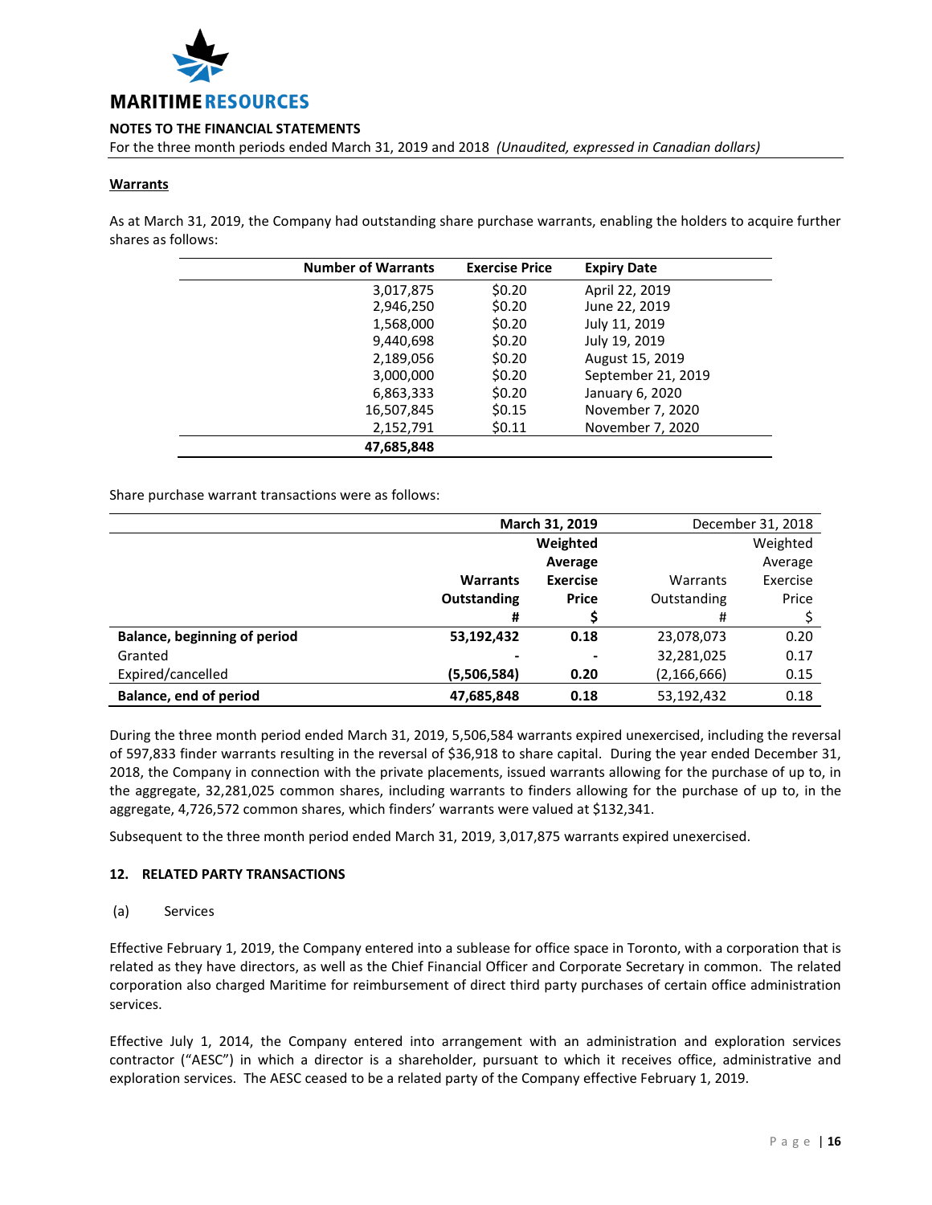### Warrants

As at March 31, 2019, the Company had outstanding share purchase warrants, enabling the holders to acquire further shares as follows:

| Number of Warrants | Exercise Price | Expiry Date |
|---|---|---|
| 3,017,875 | $0.20 | April 22, 2019 |
| 2,946,250 | $0.20 | June 22, 2019 |
| 1,568,000 | $0.20 | July 11, 2019 |
| 9,440,698 | $0.20 | July 19, 2019 |
| 2,189,056 | $0.20 | August 15, 2019 |
| 3,000,000 | $0.20 | September 21, 2019 |
| 6,863,333 | $0.20 | January 6, 2020 |
| 16,507,845 | $0.15 | November 7, 2020 |
| 2,152,791 | $0.11 | November 7, 2020 |
| **47,685,848** | | |

Share purchase warrant transactions were as follows:

| | **March 31, 2019** | | December 31, 2018 | |
|---|---|---|---|---|
| | **Warrants Outstanding** | **Weighted Average Exercise Price** | Warrants Outstanding | Weighted Average Exercise Price |
| | **#** | **$** | # | $ |
| **Balance, beginning of period** | **53,192,432** | **0.18** | 23,078,073 | 0.20 |
| Granted | **-** | **-** | 32,281,025 | 0.17 |
| Expired/cancelled | **(5,506,584)** | **0.20** | (2,166,666) | 0.15 |
| **Balance, end of period** | **47,685,848** | **0.18** | 53,192,432 | 0.18 |

During the three month period ended March 31, 2019, 5,506,584 warrants expired unexercised, including the reversal of 597,833 finder warrants resulting in the reversal of $36,918 to share capital. During the year ended December 31, 2018, the Company in connection with the private placements, issued warrants allowing for the purchase of up to, in the aggregate, 32,281,025 common shares, including warrants to finders allowing for the purchase of up to, in the aggregate, 4,726,572 common shares, which finders' warrants were valued at $132,341.

Subsequent to the three month period ended March 31, 2019, 3,017,875 warrants expired unexercised.

## 12. RELATED PARTY TRANSACTIONS

(a) Services

Effective February 1, 2019, the Company entered into a sublease for office space in Toronto, with a corporation that is related as they have directors, as well as the Chief Financial Officer and Corporate Secretary in common. The related corporation also charged Maritime for reimbursement of direct third party purchases of certain office administration services.

Effective July 1, 2014, the Company entered into arrangement with an administration and exploration services contractor ("AESC") in which a director is a shareholder, pursuant to which it receives office, administrative and exploration services. The AESC ceased to be a related party of the Company effective February 1, 2019.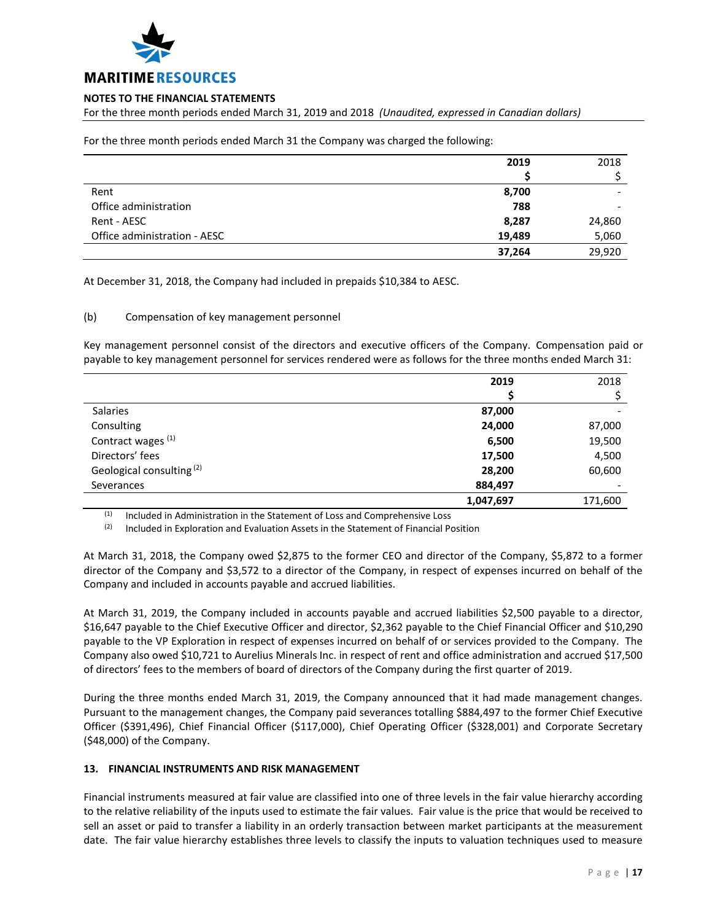For the three month periods ended March 31 the Company was charged the following:

| | 2019 | 2018 |
|---|---|---|
| | **$** | $ |
| Rent | **8,700** | - |
| Office administration | **788** | - |
| Rent - AESC | **8,287** | 24,860 |
| Office administration - AESC | **19,489** | 5,060 |
| | **37,264** | 29,920 |

At December 31, 2018, the Company had included in prepaids $10,384 to AESC.

(b) Compensation of key management personnel

Key management personnel consist of the directors and executive officers of the Company. Compensation paid or payable to key management personnel for services rendered were as follows for the three months ended March 31:

| | 2019 | 2018 |
|---|---|---|
| | **$** | $ |
| Salaries | **87,000** | - |
| Consulting | **24,000** | 87,000 |
| Contract wages [1] | **6,500** | 19,500 |
| Directors' fees | **17,500** | 4,500 |
| Geological consulting [2] | **28,200** | 60,600 |
| Severances | **884,497** | - |
| | **1,047,697** | 171,600 |

[1] Included in Administration in the Statement of Loss and Comprehensive Loss
[2] Included in Exploration and Evaluation Assets in the Statement of Financial Position

At March 31, 2018, the Company owed $2,875 to the former CEO and director of the Company, $5,872 to a former director of the Company and $3,572 to a director of the Company, in respect of expenses incurred on behalf of the Company and included in accounts payable and accrued liabilities.

At March 31, 2019, the Company included in accounts payable and accrued liabilities $2,500 payable to a director, $16,647 payable to the Chief Executive Officer and director, $2,362 payable to the Chief Financial Officer and $10,290 payable to the VP Exploration in respect of expenses incurred on behalf of or services provided to the Company. The Company also owed $10,721 to Aurelius Minerals Inc. in respect of rent and office administration and accrued $17,500 of directors' fees to the members of board of directors of the Company during the first quarter of 2019.

During the three months ended March 31, 2019, the Company announced that it had made management changes. Pursuant to the management changes, the Company paid severances totalling $884,497 to the former Chief Executive Officer ($391,496), Chief Financial Officer ($117,000), Chief Operating Officer ($328,001) and Corporate Secretary ($48,000) of the Company.

## 13. FINANCIAL INSTRUMENTS AND RISK MANAGEMENT

Financial instruments measured at fair value are classified into one of three levels in the fair value hierarchy according to the relative reliability of the inputs used to estimate the fair values. Fair value is the price that would be received to sell an asset or paid to transfer a liability in an orderly transaction between market participants at the measurement date. The fair value hierarchy establishes three levels to classify the inputs to valuation techniques used to measure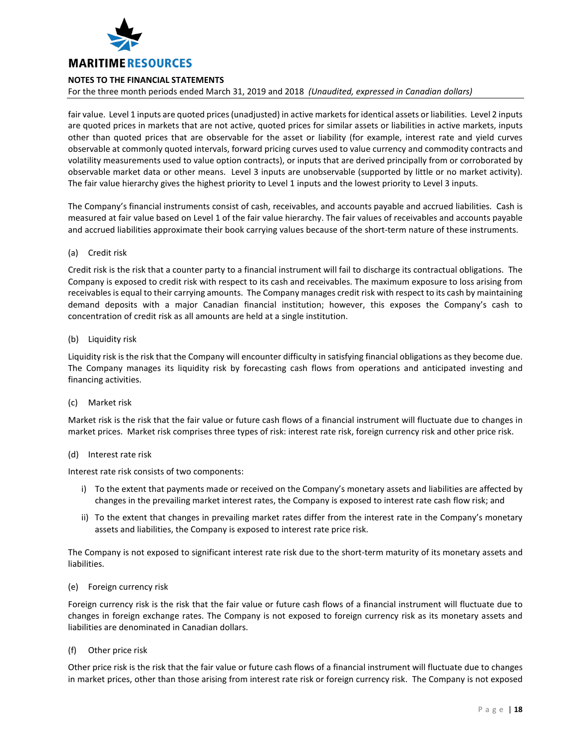fair value. Level 1 inputs are quoted prices (unadjusted) in active markets for identical assets or liabilities. Level 2 inputs are quoted prices in markets that are not active, quoted prices for similar assets or liabilities in active markets, inputs other than quoted prices that are observable for the asset or liability (for example, interest rate and yield curves observable at commonly quoted intervals, forward pricing curves used to value currency and commodity contracts and volatility measurements used to value option contracts), or inputs that are derived principally from or corroborated by observable market data or other means. Level 3 inputs are unobservable (supported by little or no market activity). The fair value hierarchy gives the highest priority to Level 1 inputs and the lowest priority to Level 3 inputs.

The Company's financial instruments consist of cash, receivables, and accounts payable and accrued liabilities. Cash is measured at fair value based on Level 1 of the fair value hierarchy. The fair values of receivables and accounts payable and accrued liabilities approximate their book carrying values because of the short-term nature of these instruments.

(a) Credit risk

Credit risk is the risk that a counter party to a financial instrument will fail to discharge its contractual obligations. The Company is exposed to credit risk with respect to its cash and receivables. The maximum exposure to loss arising from receivables is equal to their carrying amounts. The Company manages credit risk with respect to its cash by maintaining demand deposits with a major Canadian financial institution; however, this exposes the Company's cash to concentration of credit risk as all amounts are held at a single institution.

(b) Liquidity risk

Liquidity risk is the risk that the Company will encounter difficulty in satisfying financial obligations as they become due. The Company manages its liquidity risk by forecasting cash flows from operations and anticipated investing and financing activities.

(c) Market risk

Market risk is the risk that the fair value or future cash flows of a financial instrument will fluctuate due to changes in market prices. Market risk comprises three types of risk: interest rate risk, foreign currency risk and other price risk.

(d) Interest rate risk

Interest rate risk consists of two components:

i) To the extent that payments made or received on the Company's monetary assets and liabilities are affected by changes in the prevailing market interest rates, the Company is exposed to interest rate cash flow risk; and

ii) To the extent that changes in prevailing market rates differ from the interest rate in the Company's monetary assets and liabilities, the Company is exposed to interest rate price risk.

The Company is not exposed to significant interest rate risk due to the short-term maturity of its monetary assets and liabilities.

(e) Foreign currency risk

Foreign currency risk is the risk that the fair value or future cash flows of a financial instrument will fluctuate due to changes in foreign exchange rates. The Company is not exposed to foreign currency risk as its monetary assets and liabilities are denominated in Canadian dollars.

(f) Other price risk

Other price risk is the risk that the fair value or future cash flows of a financial instrument will fluctuate due to changes in market prices, other than those arising from interest rate risk or foreign currency risk. The Company is not exposed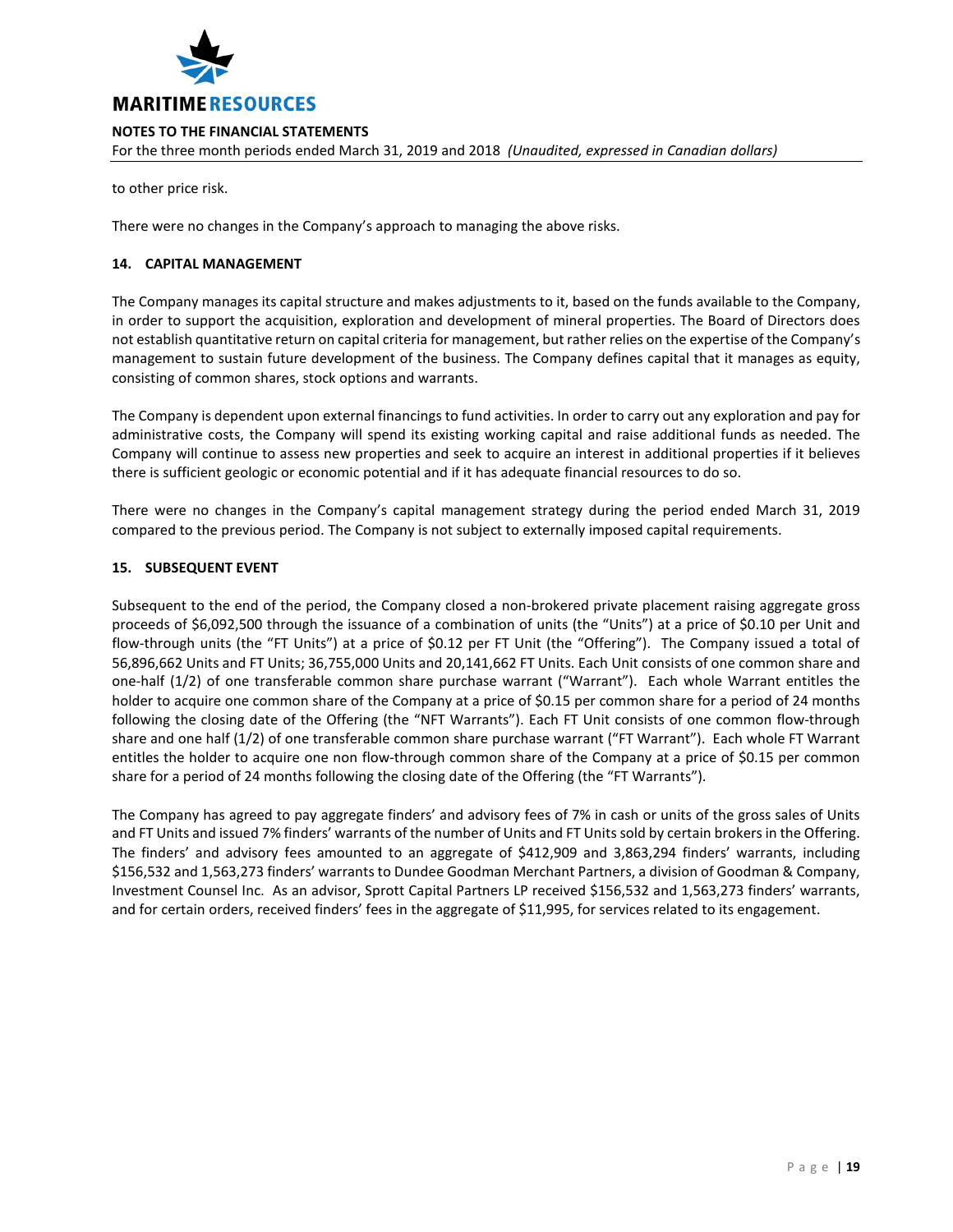to other price risk.

There were no changes in the Company's approach to managing the above risks.

## 14. CAPITAL MANAGEMENT

The Company manages its capital structure and makes adjustments to it, based on the funds available to the Company, in order to support the acquisition, exploration and development of mineral properties. The Board of Directors does not establish quantitative return on capital criteria for management, but rather relies on the expertise of the Company's management to sustain future development of the business. The Company defines capital that it manages as equity, consisting of common shares, stock options and warrants.

The Company is dependent upon external financings to fund activities. In order to carry out any exploration and pay for administrative costs, the Company will spend its existing working capital and raise additional funds as needed. The Company will continue to assess new properties and seek to acquire an interest in additional properties if it believes there is sufficient geologic or economic potential and if it has adequate financial resources to do so.

There were no changes in the Company's capital management strategy during the period ended March 31, 2019 compared to the previous period. The Company is not subject to externally imposed capital requirements.

## 15. SUBSEQUENT EVENT

Subsequent to the end of the period, the Company closed a non-brokered private placement raising aggregate gross proceeds of $6,092,500 through the issuance of a combination of units (the "Units") at a price of $0.10 per Unit and flow-through units (the "FT Units") at a price of $0.12 per FT Unit (the "Offering"). The Company issued a total of 56,896,662 Units and FT Units; 36,755,000 Units and 20,141,662 FT Units. Each Unit consists of one common share and one-half (1/2) of one transferable common share purchase warrant ("Warrant"). Each whole Warrant entitles the holder to acquire one common share of the Company at a price of $0.15 per common share for a period of 24 months following the closing date of the Offering (the "NFT Warrants"). Each FT Unit consists of one common flow-through share and one half (1/2) of one transferable common share purchase warrant ("FT Warrant"). Each whole FT Warrant entitles the holder to acquire one non flow-through common share of the Company at a price of $0.15 per common share for a period of 24 months following the closing date of the Offering (the "FT Warrants").

The Company has agreed to pay aggregate finders' and advisory fees of 7% in cash or units of the gross sales of Units and FT Units and issued 7% finders' warrants of the number of Units and FT Units sold by certain brokers in the Offering. The finders' and advisory fees amounted to an aggregate of $412,909 and 3,863,294 finders' warrants, including $156,532 and 1,563,273 finders' warrants to Dundee Goodman Merchant Partners, a division of Goodman & Company, Investment Counsel Inc. As an advisor, Sprott Capital Partners LP received $156,532 and 1,563,273 finders' warrants, and for certain orders, received finders' fees in the aggregate of $11,995, for services related to its engagement.